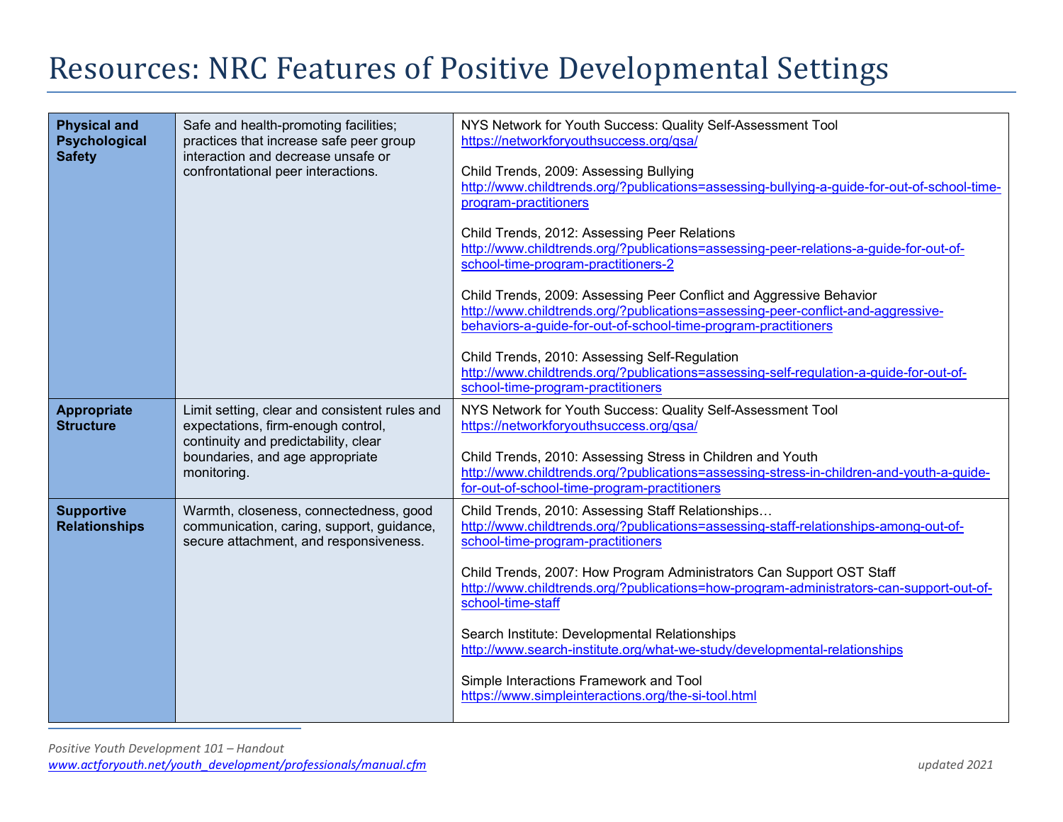# Resources: NRC Features of Positive Developmental Settings

| | | |
|---|---|---|
| **Physical and Psychological Safety** | Safe and health-promoting facilities; practices that increase safe peer group interaction and decrease unsafe or confrontational peer interactions. | NYS Network for Youth Success: Quality Self-Assessment Tool<br>https://networkforyouthsuccess.org/qsa/<br><br>Child Trends, 2009: Assessing Bullying<br>http://www.childtrends.org/?publications=assessing-bullying-a-guide-for-out-of-school-time-program-practitioners<br><br>Child Trends, 2012: Assessing Peer Relations<br>http://www.childtrends.org/?publications=assessing-peer-relations-a-guide-for-out-of-school-time-program-practitioners-2<br><br>Child Trends, 2009: Assessing Peer Conflict and Aggressive Behavior<br>http://www.childtrends.org/?publications=assessing-peer-conflict-and-aggressive-behaviors-a-guide-for-out-of-school-time-program-practitioners<br><br>Child Trends, 2010: Assessing Self-Regulation<br>http://www.childtrends.org/?publications=assessing-self-regulation-a-guide-for-out-of-school-time-program-practitioners |
| **Appropriate Structure** | Limit setting, clear and consistent rules and expectations, firm-enough control, continuity and predictability, clear boundaries, and age appropriate monitoring. | NYS Network for Youth Success: Quality Self-Assessment Tool<br>https://networkforyouthsuccess.org/qsa/<br><br>Child Trends, 2010: Assessing Stress in Children and Youth<br>http://www.childtrends.org/?publications=assessing-stress-in-children-and-youth-a-guide-for-out-of-school-time-program-practitioners |
| **Supportive Relationships** | Warmth, closeness, connectedness, good communication, caring, support, guidance, secure attachment, and responsiveness. | Child Trends, 2010: Assessing Staff Relationships…<br>http://www.childtrends.org/?publications=assessing-staff-relationships-among-out-of-school-time-program-practitioners<br><br>Child Trends, 2007: How Program Administrators Can Support OST Staff<br>http://www.childtrends.org/?publications=how-program-administrators-can-support-out-of-school-time-staff<br><br>Search Institute: Developmental Relationships<br>http://www.search-institute.org/what-we-study/developmental-relationships<br><br>Simple Interactions Framework and Tool<br>https://www.simpleinteractions.org/the-si-tool.html |

*Positive Youth Development 101 – Handout*
*www.actforyouth.net/youth_development/professionals/manual.cfm*

*updated 2021*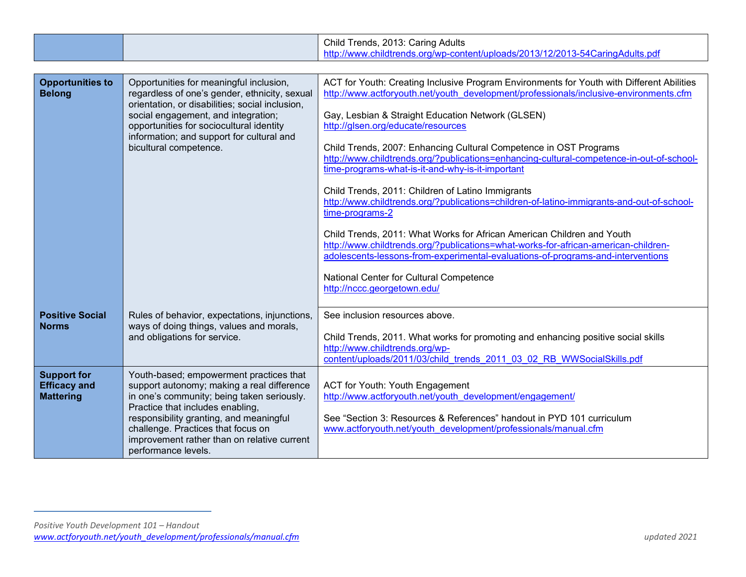| | | |
|---|---|---|
| | | Child Trends, 2013: Caring Adults<br>http://www.childtrends.org/wp-content/uploads/2013/12/2013-54CaringAdults.pdf |

| | | |
|---|---|---|
| **Opportunities to Belong** | Opportunities for meaningful inclusion, regardless of one's gender, ethnicity, sexual orientation, or disabilities; social inclusion, social engagement, and integration; opportunities for sociocultural identity information; and support for cultural and bicultural competence. | ACT for Youth: Creating Inclusive Program Environments for Youth with Different Abilities<br>http://www.actforyouth.net/youth_development/professionals/inclusive-environments.cfm<br><br>Gay, Lesbian & Straight Education Network (GLSEN)<br>http://glsen.org/educate/resources<br><br>Child Trends, 2007: Enhancing Cultural Competence in OST Programs<br>http://www.childtrends.org/?publications=enhancing-cultural-competence-in-out-of-school-time-programs-what-is-it-and-why-is-it-important<br><br>Child Trends, 2011: Children of Latino Immigrants<br>http://www.childtrends.org/?publications=children-of-latino-immigrants-and-out-of-school-time-programs-2<br><br>Child Trends, 2011: What Works for African American Children and Youth<br>http://www.childtrends.org/?publications=what-works-for-african-american-children-adolescents-lessons-from-experimental-evaluations-of-programs-and-interventions<br><br>National Center for Cultural Competence<br>http://nccc.georgetown.edu/ |
| **Positive Social Norms** | Rules of behavior, expectations, injunctions, ways of doing things, values and morals, and obligations for service. | See inclusion resources above.<br><br>Child Trends, 2011. What works for promoting and enhancing positive social skills<br>http://www.childtrends.org/wp-content/uploads/2011/03/child_trends_2011_03_02_RB_WWSocialSkills.pdf |
| **Support for Efficacy and Mattering** | Youth-based; empowerment practices that support autonomy; making a real difference in one's community; being taken seriously. Practice that includes enabling, responsibility granting, and meaningful challenge. Practices that focus on improvement rather than on relative current performance levels. | ACT for Youth: Youth Engagement<br>http://www.actforyouth.net/youth_development/engagement/<br><br>See "Section 3: Resources & References" handout in PYD 101 curriculum<br>www.actforyouth.net/youth_development/professionals/manual.cfm |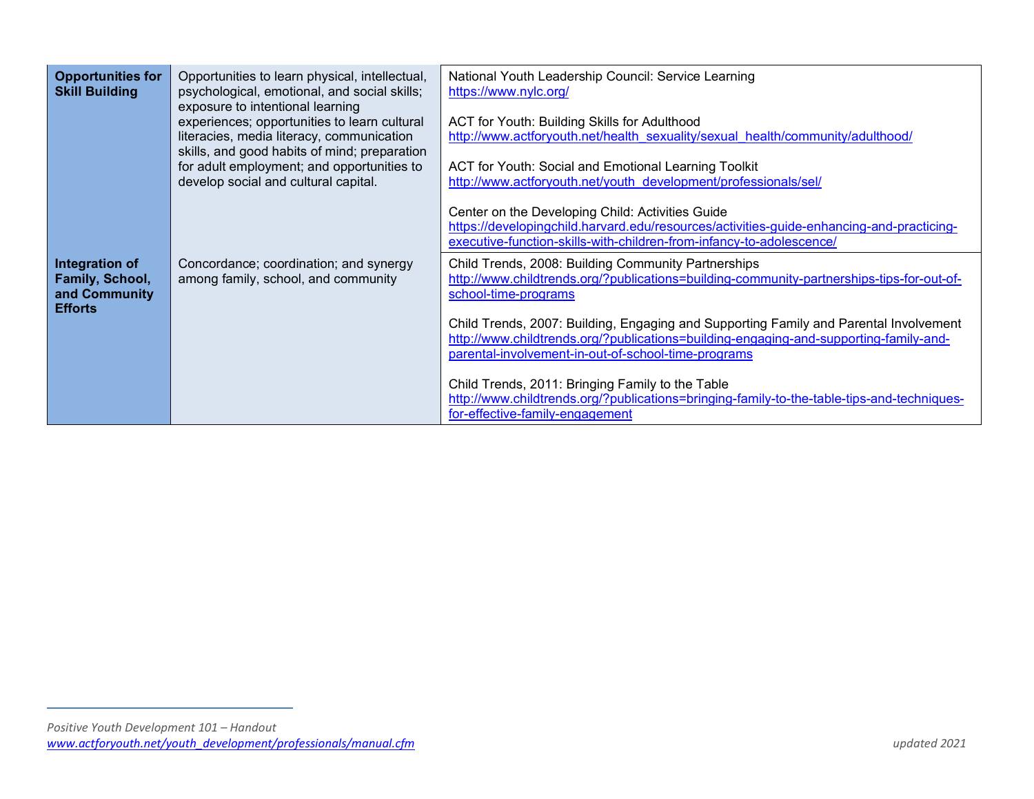| | | |
|---|---|---|
| **Opportunities for Skill Building** | Opportunities to learn physical, intellectual, psychological, emotional, and social skills; exposure to intentional learning experiences; opportunities to learn cultural literacies, media literacy, communication skills, and good habits of mind; preparation for adult employment; and opportunities to develop social and cultural capital. | National Youth Leadership Council: Service Learning<br>https://www.nylc.org/<br><br>ACT for Youth: Building Skills for Adulthood<br>http://www.actforyouth.net/health_sexuality/sexual_health/community/adulthood/<br><br>ACT for Youth: Social and Emotional Learning Toolkit<br>http://www.actforyouth.net/youth_development/professionals/sel/<br><br>Center on the Developing Child: Activities Guide<br>https://developingchild.harvard.edu/resources/activities-guide-enhancing-and-practicing-executive-function-skills-with-children-from-infancy-to-adolescence/ |
| **Integration of Family, School, and Community Efforts** | Concordance; coordination; and synergy among family, school, and community | Child Trends, 2008: Building Community Partnerships<br>http://www.childtrends.org/?publications=building-community-partnerships-tips-for-out-of-school-time-programs<br><br>Child Trends, 2007: Building, Engaging and Supporting Family and Parental Involvement<br>http://www.childtrends.org/?publications=building-engaging-and-supporting-family-and-parental-involvement-in-out-of-school-time-programs<br><br>Child Trends, 2011: Bringing Family to the Table<br>http://www.childtrends.org/?publications=bringing-family-to-the-table-tips-and-techniques-for-effective-family-engagement |